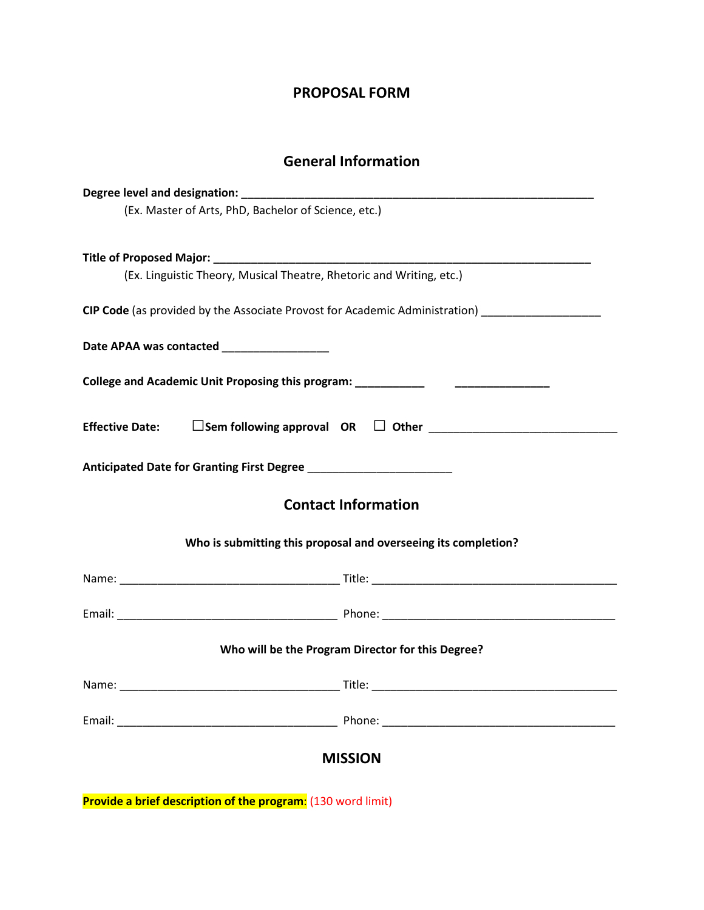# PROPOSAL FORM

## General Information

**Degree level and designation:** ___________________________________________________________

(Ex. Master of Arts, PhD, Bachelor of Science, etc.)

**Title of Proposed Major:** _________________________________________________________________

(Ex. Linguistic Theory, Musical Theatre, Rhetoric and Writing, etc.)

**CIP Code** (as provided by the Associate Provost for Academic Administration) ___________________

**Date APAA was contacted** _________________

**College and Academic Unit Proposing this program:** ___________ _______________

**Effective Date:** ☐ **Sem following approval** **OR** ☐ **Other** ______________________________

**Anticipated Date for Granting First Degree** ______________________

## Contact Information

**Who is submitting this proposal and overseeing its completion?**

Name: ___________________________________ Title: ______________________________________

Email: ___________________________________ Phone: _____________________________________

**Who will be the Program Director for this Degree?**

Name: ___________________________________ Title: ______________________________________

Email: ___________________________________ Phone: _____________________________________

## MISSION

**Provide a brief description of the program**: (130 word limit)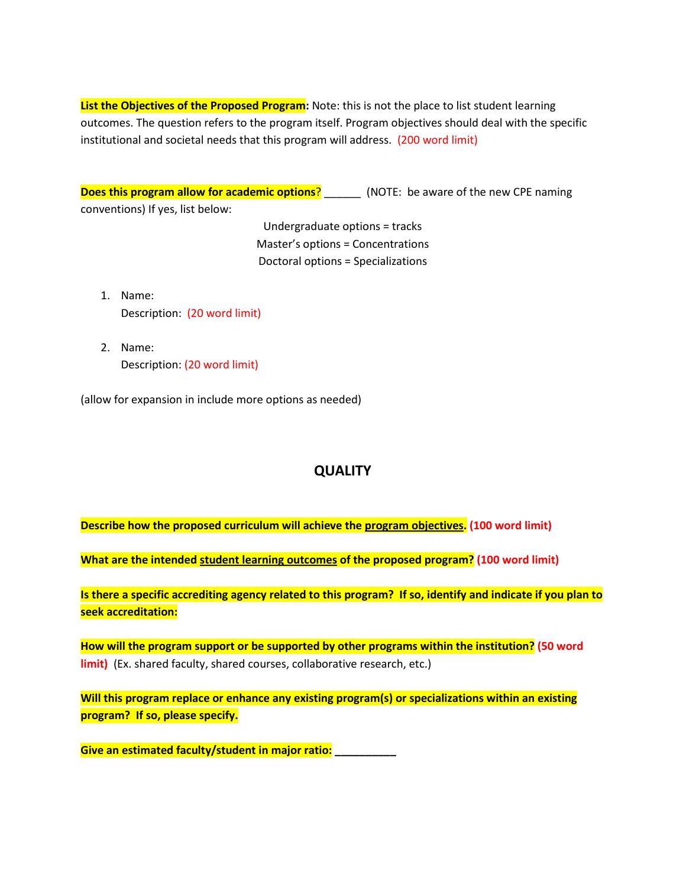**List the Objectives of the Proposed Program:** Note: this is not the place to list student learning outcomes. The question refers to the program itself. Program objectives should deal with the specific institutional and societal needs that this program will address. (200 word limit)

**Does this program allow for academic options**? ______ (NOTE: be aware of the new CPE naming conventions) If yes, list below:

Undergraduate options = tracks
Master's options = Concentrations
Doctoral options = Specializations

1. Name:
   Description: (20 word limit)

2. Name:
   Description: (20 word limit)

(allow for expansion in include more options as needed)

## QUALITY

**Describe how the proposed curriculum will achieve the program objectives. (100 word limit)**

**What are the intended student learning outcomes of the proposed program? (100 word limit)**

**Is there a specific accrediting agency related to this program? If so, identify and indicate if you plan to seek accreditation:**

**How will the program support or be supported by other programs within the institution? (50 word limit)** (Ex. shared faculty, shared courses, collaborative research, etc.)

**Will this program replace or enhance any existing program(s) or specializations within an existing program? If so, please specify.**

**Give an estimated faculty/student in major ratio: __________**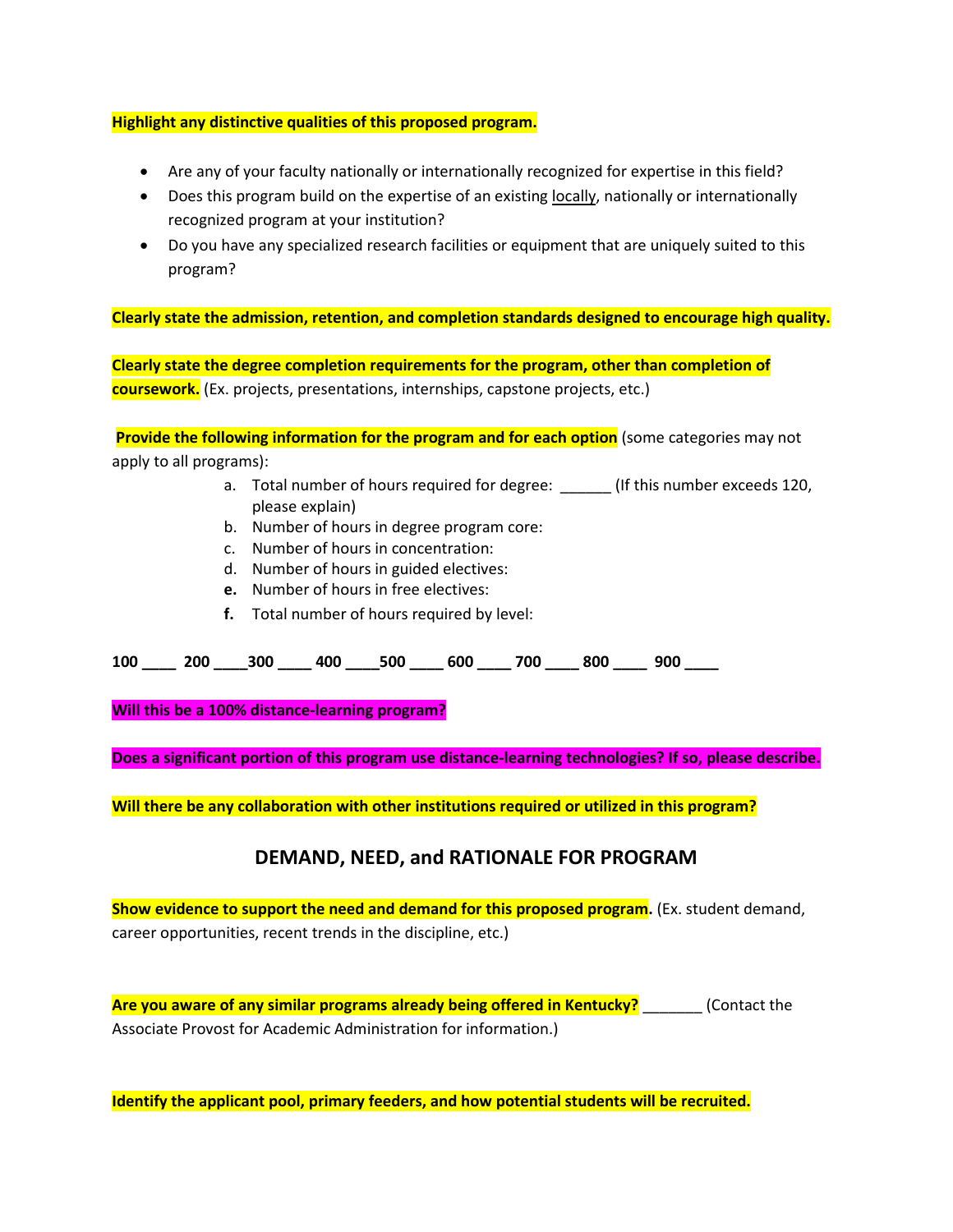**Highlight any distinctive qualities of this proposed program.**

- Are any of your faculty nationally or internationally recognized for expertise in this field?
- Does this program build on the expertise of an existing locally, nationally or internationally recognized program at your institution?
- Do you have any specialized research facilities or equipment that are uniquely suited to this program?

**Clearly state the admission, retention, and completion standards designed to encourage high quality.**

**Clearly state the degree completion requirements for the program, other than completion of coursework.** (Ex. projects, presentations, internships, capstone projects, etc.)

**Provide the following information for the program and for each option** (some categories may not apply to all programs):

a. Total number of hours required for degree: ______ (If this number exceeds 120, please explain)
b. Number of hours in degree program core:
c. Number of hours in concentration:
d. Number of hours in guided electives:
e. Number of hours in free electives:
f. Total number of hours required by level:

**100 ____ 200 ____300 ____ 400 ____500 ____ 600 ____ 700 ____ 800 ____ 900 ____**

**Will this be a 100% distance-learning program?**

**Does a significant portion of this program use distance-learning technologies? If so, please describe.**

**Will there be any collaboration with other institutions required or utilized in this program?**

## DEMAND, NEED, and RATIONALE FOR PROGRAM

**Show evidence to support the need and demand for this proposed program.** (Ex. student demand, career opportunities, recent trends in the discipline, etc.)

**Are you aware of any similar programs already being offered in Kentucky?** _______ (Contact the Associate Provost for Academic Administration for information.)

**Identify the applicant pool, primary feeders, and how potential students will be recruited.**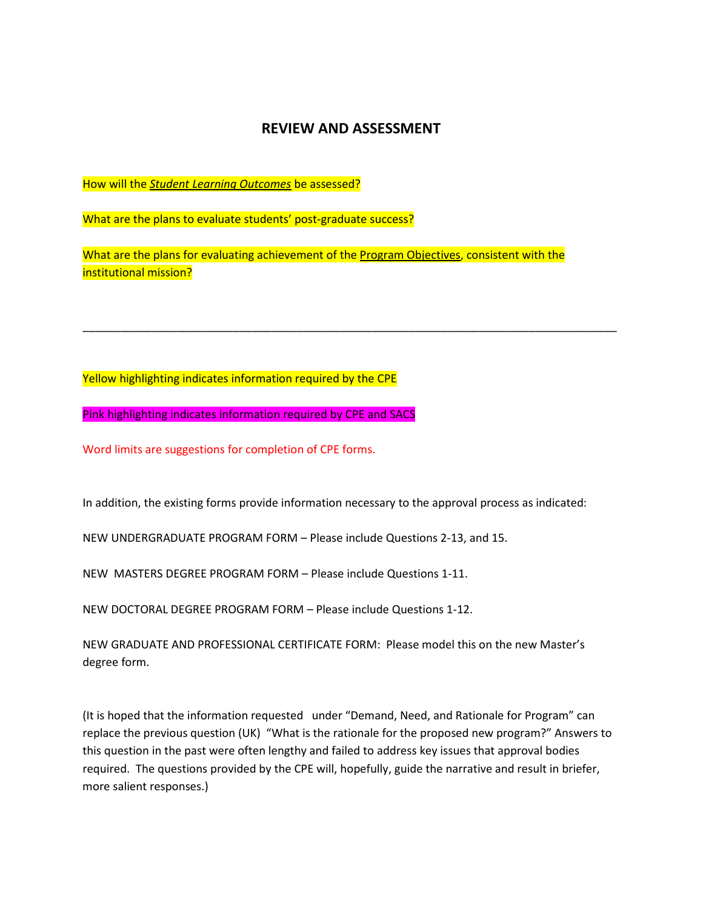## REVIEW AND ASSESSMENT

How will the ***Student Learning Outcomes*** be assessed?

What are the plans to evaluate students' post-graduate success?

What are the plans for evaluating achievement of the Program Objectives, consistent with the institutional mission?

---

Yellow highlighting indicates information required by the CPE

Pink highlighting indicates information required by CPE and SACS

Word limits are suggestions for completion of CPE forms.

In addition, the existing forms provide information necessary to the approval process as indicated:

NEW UNDERGRADUATE PROGRAM FORM – Please include Questions 2-13, and 15.

NEW MASTERS DEGREE PROGRAM FORM – Please include Questions 1-11.

NEW DOCTORAL DEGREE PROGRAM FORM – Please include Questions 1-12.

NEW GRADUATE AND PROFESSIONAL CERTIFICATE FORM: Please model this on the new Master's degree form.

(It is hoped that the information requested under "Demand, Need, and Rationale for Program" can replace the previous question (UK) "What is the rationale for the proposed new program?" Answers to this question in the past were often lengthy and failed to address key issues that approval bodies required. The questions provided by the CPE will, hopefully, guide the narrative and result in briefer, more salient responses.)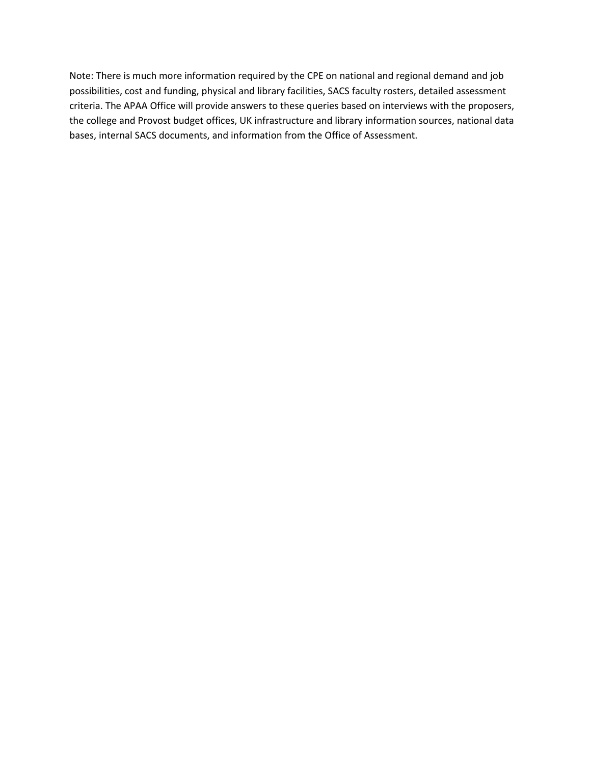Note: There is much more information required by the CPE on national and regional demand and job possibilities, cost and funding, physical and library facilities, SACS faculty rosters, detailed assessment criteria. The APAA Office will provide answers to these queries based on interviews with the proposers, the college and Provost budget offices, UK infrastructure and library information sources, national data bases, internal SACS documents, and information from the Office of Assessment.